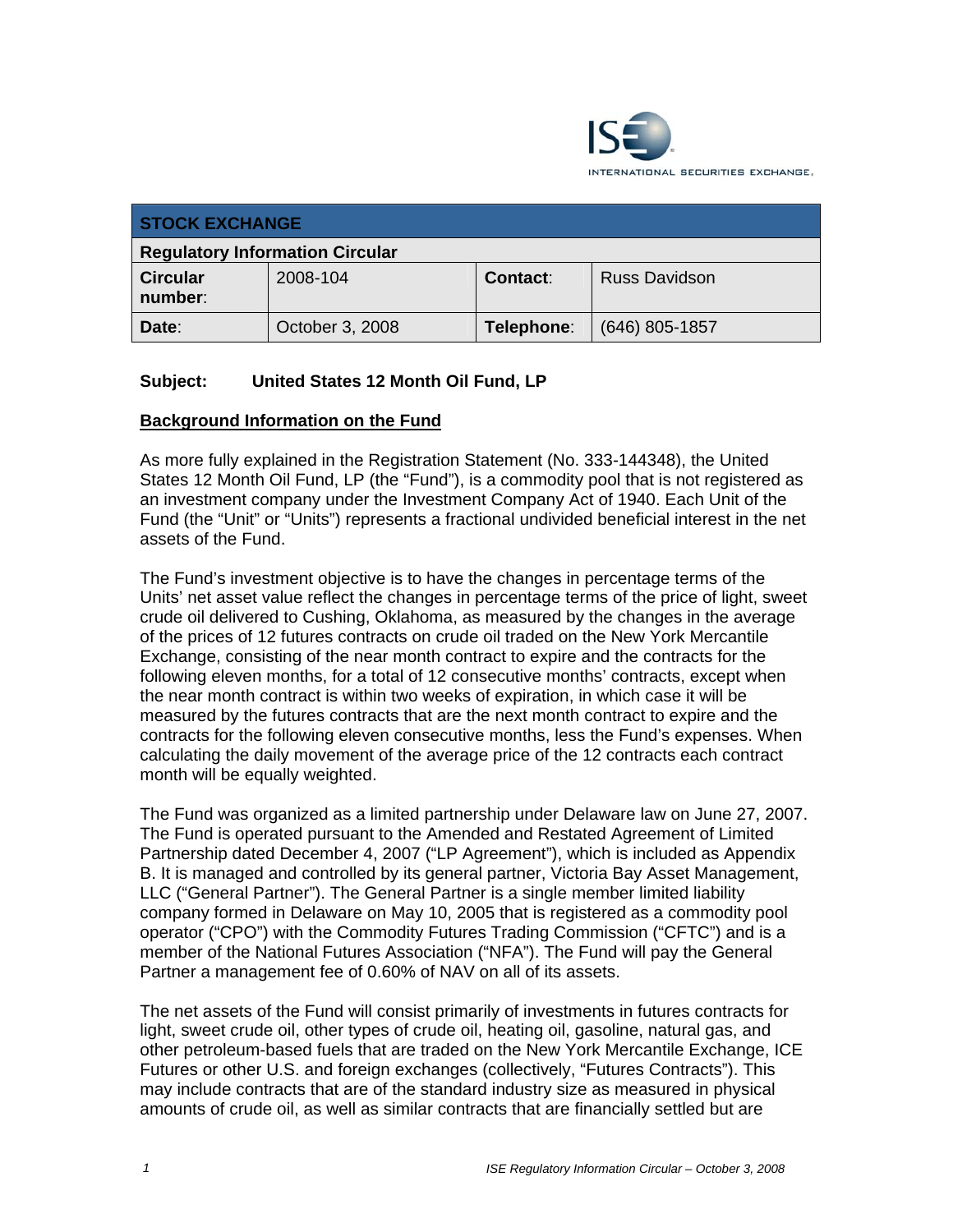ISE INTERNATIONAL SECURITIES EXCHANGE.

| STOCK EXCHANGE | | | |
|---|---|---|---|
| **Regulatory Information Circular** | | | |
| **Circular number**: | 2008-104 | **Contact**: | Russ Davidson |
| **Date**: | October 3, 2008 | **Telephone**: | (646) 805-1857 |

**Subject: United States 12 Month Oil Fund, LP**

**Background Information on the Fund**

As more fully explained in the Registration Statement (No. 333-144348), the United States 12 Month Oil Fund, LP (the "Fund"), is a commodity pool that is not registered as an investment company under the Investment Company Act of 1940. Each Unit of the Fund (the "Unit" or "Units") represents a fractional undivided beneficial interest in the net assets of the Fund.

The Fund's investment objective is to have the changes in percentage terms of the Units' net asset value reflect the changes in percentage terms of the price of light, sweet crude oil delivered to Cushing, Oklahoma, as measured by the changes in the average of the prices of 12 futures contracts on crude oil traded on the New York Mercantile Exchange, consisting of the near month contract to expire and the contracts for the following eleven months, for a total of 12 consecutive months' contracts, except when the near month contract is within two weeks of expiration, in which case it will be measured by the futures contracts that are the next month contract to expire and the contracts for the following eleven consecutive months, less the Fund's expenses. When calculating the daily movement of the average price of the 12 contracts each contract month will be equally weighted.

The Fund was organized as a limited partnership under Delaware law on June 27, 2007. The Fund is operated pursuant to the Amended and Restated Agreement of Limited Partnership dated December 4, 2007 ("LP Agreement"), which is included as Appendix B. It is managed and controlled by its general partner, Victoria Bay Asset Management, LLC ("General Partner"). The General Partner is a single member limited liability company formed in Delaware on May 10, 2005 that is registered as a commodity pool operator ("CPO") with the Commodity Futures Trading Commission ("CFTC") and is a member of the National Futures Association ("NFA"). The Fund will pay the General Partner a management fee of 0.60% of NAV on all of its assets.

The net assets of the Fund will consist primarily of investments in futures contracts for light, sweet crude oil, other types of crude oil, heating oil, gasoline, natural gas, and other petroleum-based fuels that are traded on the New York Mercantile Exchange, ICE Futures or other U.S. and foreign exchanges (collectively, "Futures Contracts"). This may include contracts that are of the standard industry size as measured in physical amounts of crude oil, as well as similar contracts that are financially settled but are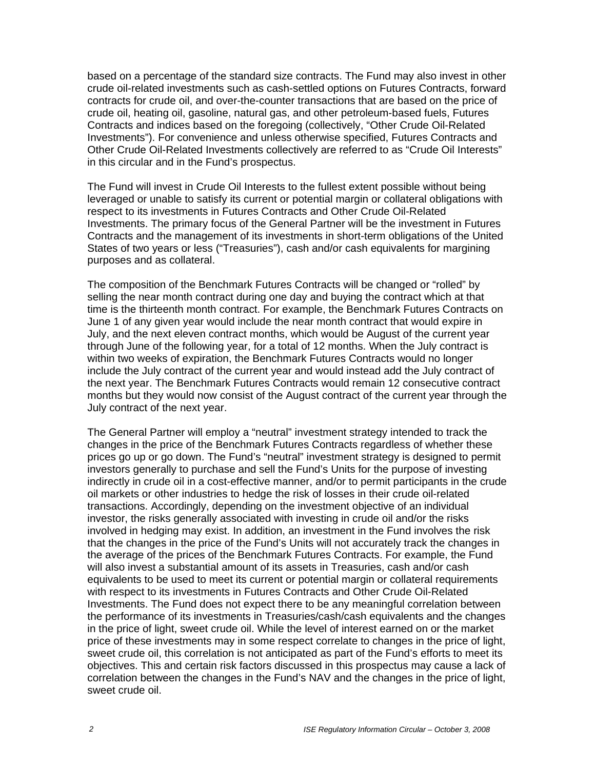based on a percentage of the standard size contracts. The Fund may also invest in other crude oil-related investments such as cash-settled options on Futures Contracts, forward contracts for crude oil, and over-the-counter transactions that are based on the price of crude oil, heating oil, gasoline, natural gas, and other petroleum-based fuels, Futures Contracts and indices based on the foregoing (collectively, "Other Crude Oil-Related Investments"). For convenience and unless otherwise specified, Futures Contracts and Other Crude Oil-Related Investments collectively are referred to as "Crude Oil Interests" in this circular and in the Fund's prospectus.

The Fund will invest in Crude Oil Interests to the fullest extent possible without being leveraged or unable to satisfy its current or potential margin or collateral obligations with respect to its investments in Futures Contracts and Other Crude Oil-Related Investments. The primary focus of the General Partner will be the investment in Futures Contracts and the management of its investments in short-term obligations of the United States of two years or less ("Treasuries"), cash and/or cash equivalents for margining purposes and as collateral.

The composition of the Benchmark Futures Contracts will be changed or "rolled" by selling the near month contract during one day and buying the contract which at that time is the thirteenth month contract. For example, the Benchmark Futures Contracts on June 1 of any given year would include the near month contract that would expire in July, and the next eleven contract months, which would be August of the current year through June of the following year, for a total of 12 months. When the July contract is within two weeks of expiration, the Benchmark Futures Contracts would no longer include the July contract of the current year and would instead add the July contract of the next year. The Benchmark Futures Contracts would remain 12 consecutive contract months but they would now consist of the August contract of the current year through the July contract of the next year.

The General Partner will employ a "neutral" investment strategy intended to track the changes in the price of the Benchmark Futures Contracts regardless of whether these prices go up or go down. The Fund's "neutral" investment strategy is designed to permit investors generally to purchase and sell the Fund's Units for the purpose of investing indirectly in crude oil in a cost-effective manner, and/or to permit participants in the crude oil markets or other industries to hedge the risk of losses in their crude oil-related transactions. Accordingly, depending on the investment objective of an individual investor, the risks generally associated with investing in crude oil and/or the risks involved in hedging may exist. In addition, an investment in the Fund involves the risk that the changes in the price of the Fund's Units will not accurately track the changes in the average of the prices of the Benchmark Futures Contracts. For example, the Fund will also invest a substantial amount of its assets in Treasuries, cash and/or cash equivalents to be used to meet its current or potential margin or collateral requirements with respect to its investments in Futures Contracts and Other Crude Oil-Related Investments. The Fund does not expect there to be any meaningful correlation between the performance of its investments in Treasuries/cash/cash equivalents and the changes in the price of light, sweet crude oil. While the level of interest earned on or the market price of these investments may in some respect correlate to changes in the price of light, sweet crude oil, this correlation is not anticipated as part of the Fund's efforts to meet its objectives. This and certain risk factors discussed in this prospectus may cause a lack of correlation between the changes in the Fund's NAV and the changes in the price of light, sweet crude oil.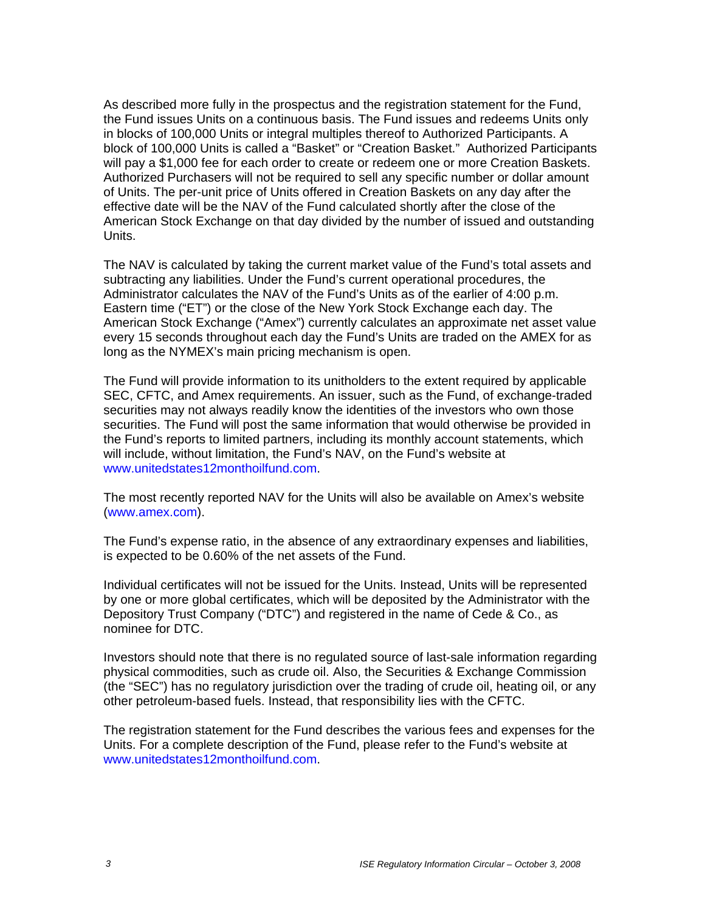As described more fully in the prospectus and the registration statement for the Fund, the Fund issues Units on a continuous basis. The Fund issues and redeems Units only in blocks of 100,000 Units or integral multiples thereof to Authorized Participants. A block of 100,000 Units is called a "Basket" or "Creation Basket." Authorized Participants will pay a $1,000 fee for each order to create or redeem one or more Creation Baskets. Authorized Purchasers will not be required to sell any specific number or dollar amount of Units. The per-unit price of Units offered in Creation Baskets on any day after the effective date will be the NAV of the Fund calculated shortly after the close of the American Stock Exchange on that day divided by the number of issued and outstanding Units.

The NAV is calculated by taking the current market value of the Fund's total assets and subtracting any liabilities. Under the Fund's current operational procedures, the Administrator calculates the NAV of the Fund's Units as of the earlier of 4:00 p.m. Eastern time ("ET") or the close of the New York Stock Exchange each day. The American Stock Exchange ("Amex") currently calculates an approximate net asset value every 15 seconds throughout each day the Fund's Units are traded on the AMEX for as long as the NYMEX's main pricing mechanism is open.

The Fund will provide information to its unitholders to the extent required by applicable SEC, CFTC, and Amex requirements. An issuer, such as the Fund, of exchange-traded securities may not always readily know the identities of the investors who own those securities. The Fund will post the same information that would otherwise be provided in the Fund's reports to limited partners, including its monthly account statements, which will include, without limitation, the Fund's NAV, on the Fund's website at www.unitedstates12monthoilfund.com.

The most recently reported NAV for the Units will also be available on Amex's website (www.amex.com).

The Fund's expense ratio, in the absence of any extraordinary expenses and liabilities, is expected to be 0.60% of the net assets of the Fund.

Individual certificates will not be issued for the Units. Instead, Units will be represented by one or more global certificates, which will be deposited by the Administrator with the Depository Trust Company ("DTC") and registered in the name of Cede & Co., as nominee for DTC.

Investors should note that there is no regulated source of last-sale information regarding physical commodities, such as crude oil. Also, the Securities & Exchange Commission (the "SEC") has no regulatory jurisdiction over the trading of crude oil, heating oil, or any other petroleum-based fuels. Instead, that responsibility lies with the CFTC.

The registration statement for the Fund describes the various fees and expenses for the Units. For a complete description of the Fund, please refer to the Fund's website at www.unitedstates12monthoilfund.com.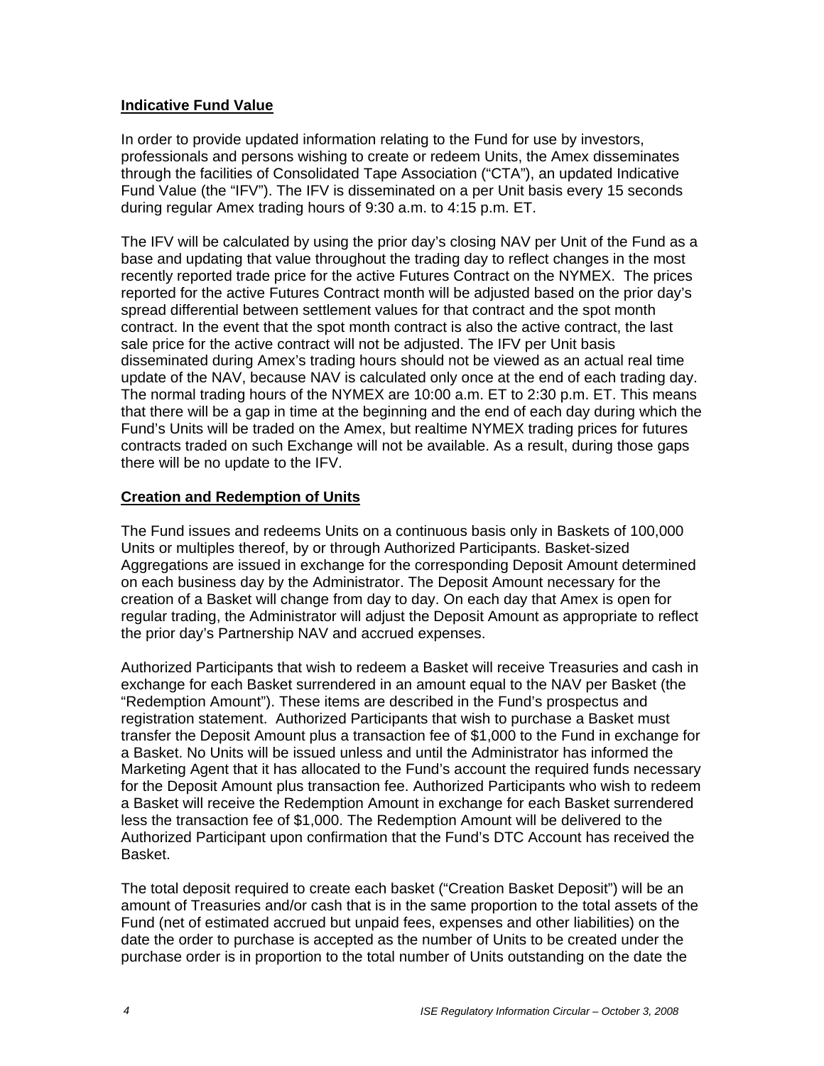**Indicative Fund Value**

In order to provide updated information relating to the Fund for use by investors, professionals and persons wishing to create or redeem Units, the Amex disseminates through the facilities of Consolidated Tape Association ("CTA"), an updated Indicative Fund Value (the "IFV"). The IFV is disseminated on a per Unit basis every 15 seconds during regular Amex trading hours of 9:30 a.m. to 4:15 p.m. ET.

The IFV will be calculated by using the prior day's closing NAV per Unit of the Fund as a base and updating that value throughout the trading day to reflect changes in the most recently reported trade price for the active Futures Contract on the NYMEX. The prices reported for the active Futures Contract month will be adjusted based on the prior day's spread differential between settlement values for that contract and the spot month contract. In the event that the spot month contract is also the active contract, the last sale price for the active contract will not be adjusted. The IFV per Unit basis disseminated during Amex's trading hours should not be viewed as an actual real time update of the NAV, because NAV is calculated only once at the end of each trading day. The normal trading hours of the NYMEX are 10:00 a.m. ET to 2:30 p.m. ET. This means that there will be a gap in time at the beginning and the end of each day during which the Fund's Units will be traded on the Amex, but realtime NYMEX trading prices for futures contracts traded on such Exchange will not be available. As a result, during those gaps there will be no update to the IFV.

**Creation and Redemption of Units**

The Fund issues and redeems Units on a continuous basis only in Baskets of 100,000 Units or multiples thereof, by or through Authorized Participants. Basket-sized Aggregations are issued in exchange for the corresponding Deposit Amount determined on each business day by the Administrator. The Deposit Amount necessary for the creation of a Basket will change from day to day. On each day that Amex is open for regular trading, the Administrator will adjust the Deposit Amount as appropriate to reflect the prior day's Partnership NAV and accrued expenses.

Authorized Participants that wish to redeem a Basket will receive Treasuries and cash in exchange for each Basket surrendered in an amount equal to the NAV per Basket (the "Redemption Amount"). These items are described in the Fund's prospectus and registration statement. Authorized Participants that wish to purchase a Basket must transfer the Deposit Amount plus a transaction fee of $1,000 to the Fund in exchange for a Basket. No Units will be issued unless and until the Administrator has informed the Marketing Agent that it has allocated to the Fund's account the required funds necessary for the Deposit Amount plus transaction fee. Authorized Participants who wish to redeem a Basket will receive the Redemption Amount in exchange for each Basket surrendered less the transaction fee of $1,000. The Redemption Amount will be delivered to the Authorized Participant upon confirmation that the Fund's DTC Account has received the Basket.

The total deposit required to create each basket ("Creation Basket Deposit") will be an amount of Treasuries and/or cash that is in the same proportion to the total assets of the Fund (net of estimated accrued but unpaid fees, expenses and other liabilities) on the date the order to purchase is accepted as the number of Units to be created under the purchase order is in proportion to the total number of Units outstanding on the date the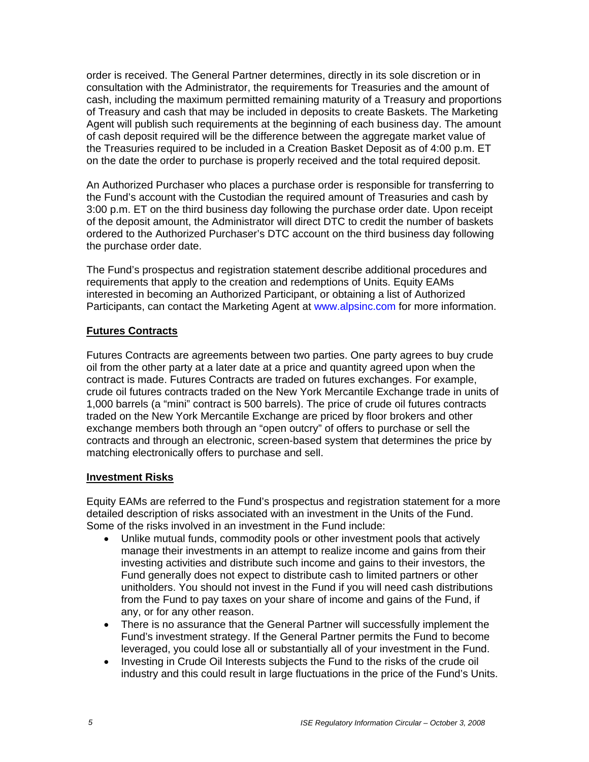order is received. The General Partner determines, directly in its sole discretion or in consultation with the Administrator, the requirements for Treasuries and the amount of cash, including the maximum permitted remaining maturity of a Treasury and proportions of Treasury and cash that may be included in deposits to create Baskets. The Marketing Agent will publish such requirements at the beginning of each business day. The amount of cash deposit required will be the difference between the aggregate market value of the Treasuries required to be included in a Creation Basket Deposit as of 4:00 p.m. ET on the date the order to purchase is properly received and the total required deposit.

An Authorized Purchaser who places a purchase order is responsible for transferring to the Fund's account with the Custodian the required amount of Treasuries and cash by 3:00 p.m. ET on the third business day following the purchase order date. Upon receipt of the deposit amount, the Administrator will direct DTC to credit the number of baskets ordered to the Authorized Purchaser's DTC account on the third business day following the purchase order date.

The Fund's prospectus and registration statement describe additional procedures and requirements that apply to the creation and redemptions of Units. Equity EAMs interested in becoming an Authorized Participant, or obtaining a list of Authorized Participants, can contact the Marketing Agent at www.alpsinc.com for more information.

**Futures Contracts**

Futures Contracts are agreements between two parties. One party agrees to buy crude oil from the other party at a later date at a price and quantity agreed upon when the contract is made. Futures Contracts are traded on futures exchanges. For example, crude oil futures contracts traded on the New York Mercantile Exchange trade in units of 1,000 barrels (a "mini" contract is 500 barrels). The price of crude oil futures contracts traded on the New York Mercantile Exchange are priced by floor brokers and other exchange members both through an "open outcry" of offers to purchase or sell the contracts and through an electronic, screen-based system that determines the price by matching electronically offers to purchase and sell.

**Investment Risks**

Equity EAMs are referred to the Fund's prospectus and registration statement for a more detailed description of risks associated with an investment in the Units of the Fund. Some of the risks involved in an investment in the Fund include:

- Unlike mutual funds, commodity pools or other investment pools that actively manage their investments in an attempt to realize income and gains from their investing activities and distribute such income and gains to their investors, the Fund generally does not expect to distribute cash to limited partners or other unitholders. You should not invest in the Fund if you will need cash distributions from the Fund to pay taxes on your share of income and gains of the Fund, if any, or for any other reason.
- There is no assurance that the General Partner will successfully implement the Fund's investment strategy. If the General Partner permits the Fund to become leveraged, you could lose all or substantially all of your investment in the Fund.
- Investing in Crude Oil Interests subjects the Fund to the risks of the crude oil industry and this could result in large fluctuations in the price of the Fund's Units.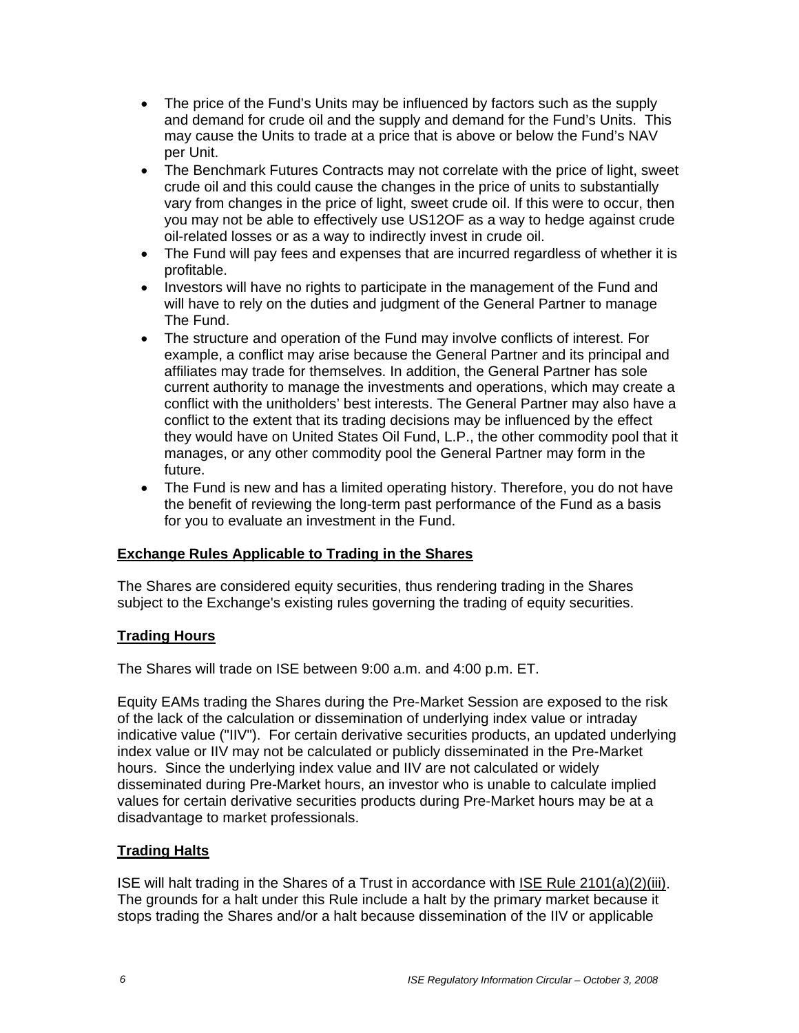- The price of the Fund's Units may be influenced by factors such as the supply and demand for crude oil and the supply and demand for the Fund's Units. This may cause the Units to trade at a price that is above or below the Fund's NAV per Unit.
- The Benchmark Futures Contracts may not correlate with the price of light, sweet crude oil and this could cause the changes in the price of units to substantially vary from changes in the price of light, sweet crude oil. If this were to occur, then you may not be able to effectively use US12OF as a way to hedge against crude oil-related losses or as a way to indirectly invest in crude oil.
- The Fund will pay fees and expenses that are incurred regardless of whether it is profitable.
- Investors will have no rights to participate in the management of the Fund and will have to rely on the duties and judgment of the General Partner to manage The Fund.
- The structure and operation of the Fund may involve conflicts of interest. For example, a conflict may arise because the General Partner and its principal and affiliates may trade for themselves. In addition, the General Partner has sole current authority to manage the investments and operations, which may create a conflict with the unitholders' best interests. The General Partner may also have a conflict to the extent that its trading decisions may be influenced by the effect they would have on United States Oil Fund, L.P., the other commodity pool that it manages, or any other commodity pool the General Partner may form in the future.
- The Fund is new and has a limited operating history. Therefore, you do not have the benefit of reviewing the long-term past performance of the Fund as a basis for you to evaluate an investment in the Fund.

**Exchange Rules Applicable to Trading in the Shares**

The Shares are considered equity securities, thus rendering trading in the Shares subject to the Exchange's existing rules governing the trading of equity securities.

**Trading Hours**

The Shares will trade on ISE between 9:00 a.m. and 4:00 p.m. ET.

Equity EAMs trading the Shares during the Pre-Market Session are exposed to the risk of the lack of the calculation or dissemination of underlying index value or intraday indicative value ("IIV"). For certain derivative securities products, an updated underlying index value or IIV may not be calculated or publicly disseminated in the Pre-Market hours. Since the underlying index value and IIV are not calculated or widely disseminated during Pre-Market hours, an investor who is unable to calculate implied values for certain derivative securities products during Pre-Market hours may be at a disadvantage to market professionals.

**Trading Halts**

ISE will halt trading in the Shares of a Trust in accordance with ISE Rule 2101(a)(2)(iii). The grounds for a halt under this Rule include a halt by the primary market because it stops trading the Shares and/or a halt because dissemination of the IIV or applicable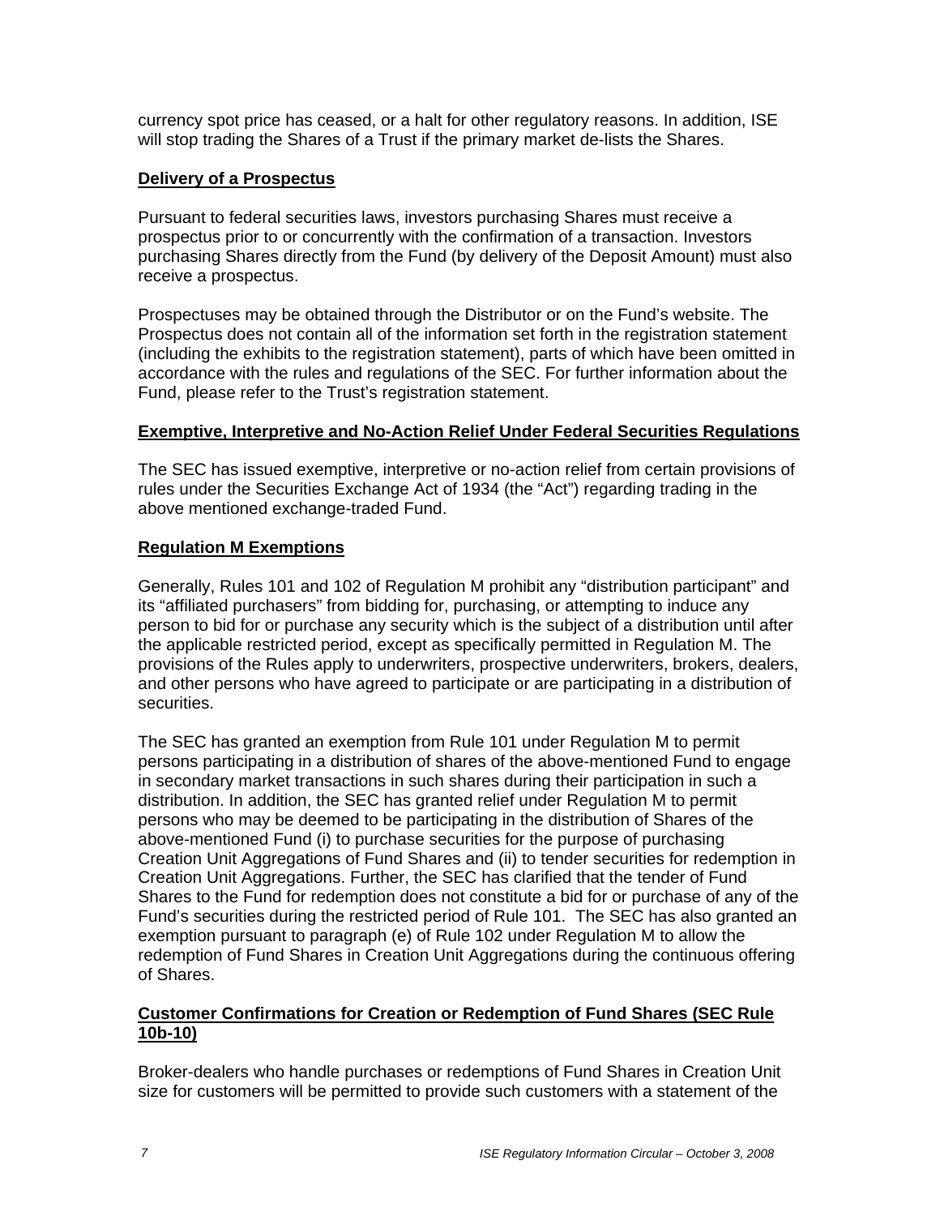currency spot price has ceased, or a halt for other regulatory reasons. In addition, ISE will stop trading the Shares of a Trust if the primary market de-lists the Shares.

## Delivery of a Prospectus

Pursuant to federal securities laws, investors purchasing Shares must receive a prospectus prior to or concurrently with the confirmation of a transaction. Investors purchasing Shares directly from the Fund (by delivery of the Deposit Amount) must also receive a prospectus.

Prospectuses may be obtained through the Distributor or on the Fund's website. The Prospectus does not contain all of the information set forth in the registration statement (including the exhibits to the registration statement), parts of which have been omitted in accordance with the rules and regulations of the SEC. For further information about the Fund, please refer to the Trust's registration statement.

## Exemptive, Interpretive and No-Action Relief Under Federal Securities Regulations

The SEC has issued exemptive, interpretive or no-action relief from certain provisions of rules under the Securities Exchange Act of 1934 (the "Act") regarding trading in the above mentioned exchange-traded Fund.

## Regulation M Exemptions

Generally, Rules 101 and 102 of Regulation M prohibit any "distribution participant" and its "affiliated purchasers" from bidding for, purchasing, or attempting to induce any person to bid for or purchase any security which is the subject of a distribution until after the applicable restricted period, except as specifically permitted in Regulation M. The provisions of the Rules apply to underwriters, prospective underwriters, brokers, dealers, and other persons who have agreed to participate or are participating in a distribution of securities.

The SEC has granted an exemption from Rule 101 under Regulation M to permit persons participating in a distribution of shares of the above-mentioned Fund to engage in secondary market transactions in such shares during their participation in such a distribution. In addition, the SEC has granted relief under Regulation M to permit persons who may be deemed to be participating in the distribution of Shares of the above-mentioned Fund (i) to purchase securities for the purpose of purchasing Creation Unit Aggregations of Fund Shares and (ii) to tender securities for redemption in Creation Unit Aggregations. Further, the SEC has clarified that the tender of Fund Shares to the Fund for redemption does not constitute a bid for or purchase of any of the Fund's securities during the restricted period of Rule 101. The SEC has also granted an exemption pursuant to paragraph (e) of Rule 102 under Regulation M to allow the redemption of Fund Shares in Creation Unit Aggregations during the continuous offering of Shares.

## Customer Confirmations for Creation or Redemption of Fund Shares (SEC Rule 10b-10)

Broker-dealers who handle purchases or redemptions of Fund Shares in Creation Unit size for customers will be permitted to provide such customers with a statement of the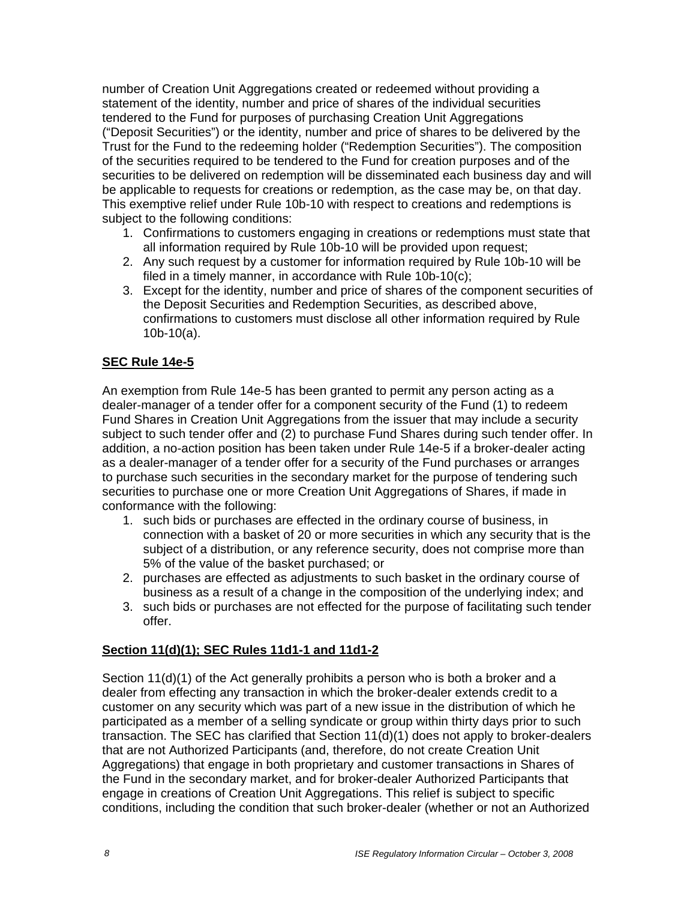number of Creation Unit Aggregations created or redeemed without providing a statement of the identity, number and price of shares of the individual securities tendered to the Fund for purposes of purchasing Creation Unit Aggregations ("Deposit Securities") or the identity, number and price of shares to be delivered by the Trust for the Fund to the redeeming holder ("Redemption Securities"). The composition of the securities required to be tendered to the Fund for creation purposes and of the securities to be delivered on redemption will be disseminated each business day and will be applicable to requests for creations or redemption, as the case may be, on that day. This exemptive relief under Rule 10b-10 with respect to creations and redemptions is subject to the following conditions:

1. Confirmations to customers engaging in creations or redemptions must state that all information required by Rule 10b-10 will be provided upon request;
2. Any such request by a customer for information required by Rule 10b-10 will be filed in a timely manner, in accordance with Rule 10b-10(c);
3. Except for the identity, number and price of shares of the component securities of the Deposit Securities and Redemption Securities, as described above, confirmations to customers must disclose all other information required by Rule 10b-10(a).

**SEC Rule 14e-5**

An exemption from Rule 14e-5 has been granted to permit any person acting as a dealer-manager of a tender offer for a component security of the Fund (1) to redeem Fund Shares in Creation Unit Aggregations from the issuer that may include a security subject to such tender offer and (2) to purchase Fund Shares during such tender offer. In addition, a no-action position has been taken under Rule 14e-5 if a broker-dealer acting as a dealer-manager of a tender offer for a security of the Fund purchases or arranges to purchase such securities in the secondary market for the purpose of tendering such securities to purchase one or more Creation Unit Aggregations of Shares, if made in conformance with the following:

1. such bids or purchases are effected in the ordinary course of business, in connection with a basket of 20 or more securities in which any security that is the subject of a distribution, or any reference security, does not comprise more than 5% of the value of the basket purchased; or
2. purchases are effected as adjustments to such basket in the ordinary course of business as a result of a change in the composition of the underlying index; and
3. such bids or purchases are not effected for the purpose of facilitating such tender offer.

**Section 11(d)(1); SEC Rules 11d1-1 and 11d1-2**

Section 11(d)(1) of the Act generally prohibits a person who is both a broker and a dealer from effecting any transaction in which the broker-dealer extends credit to a customer on any security which was part of a new issue in the distribution of which he participated as a member of a selling syndicate or group within thirty days prior to such transaction. The SEC has clarified that Section 11(d)(1) does not apply to broker-dealers that are not Authorized Participants (and, therefore, do not create Creation Unit Aggregations) that engage in both proprietary and customer transactions in Shares of the Fund in the secondary market, and for broker-dealer Authorized Participants that engage in creations of Creation Unit Aggregations. This relief is subject to specific conditions, including the condition that such broker-dealer (whether or not an Authorized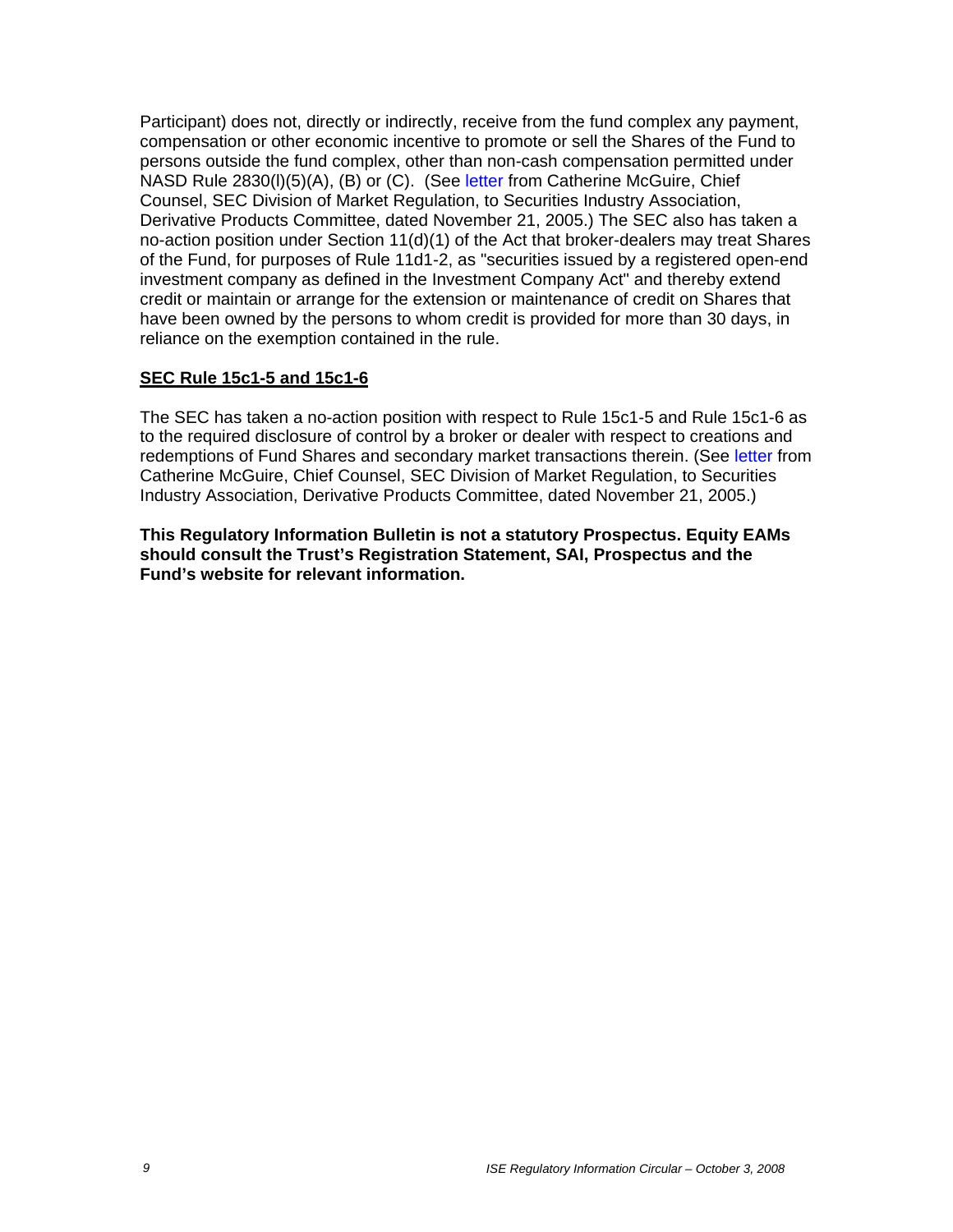Participant) does not, directly or indirectly, receive from the fund complex any payment, compensation or other economic incentive to promote or sell the Shares of the Fund to persons outside the fund complex, other than non-cash compensation permitted under NASD Rule 2830(l)(5)(A), (B) or (C). (See letter from Catherine McGuire, Chief Counsel, SEC Division of Market Regulation, to Securities Industry Association, Derivative Products Committee, dated November 21, 2005.) The SEC also has taken a no-action position under Section 11(d)(1) of the Act that broker-dealers may treat Shares of the Fund, for purposes of Rule 11d1-2, as "securities issued by a registered open-end investment company as defined in the Investment Company Act" and thereby extend credit or maintain or arrange for the extension or maintenance of credit on Shares that have been owned by the persons to whom credit is provided for more than 30 days, in reliance on the exemption contained in the rule.

**SEC Rule 15c1-5 and 15c1-6**

The SEC has taken a no-action position with respect to Rule 15c1-5 and Rule 15c1-6 as to the required disclosure of control by a broker or dealer with respect to creations and redemptions of Fund Shares and secondary market transactions therein. (See letter from Catherine McGuire, Chief Counsel, SEC Division of Market Regulation, to Securities Industry Association, Derivative Products Committee, dated November 21, 2005.)

**This Regulatory Information Bulletin is not a statutory Prospectus. Equity EAMs should consult the Trust's Registration Statement, SAI, Prospectus and the Fund's website for relevant information.**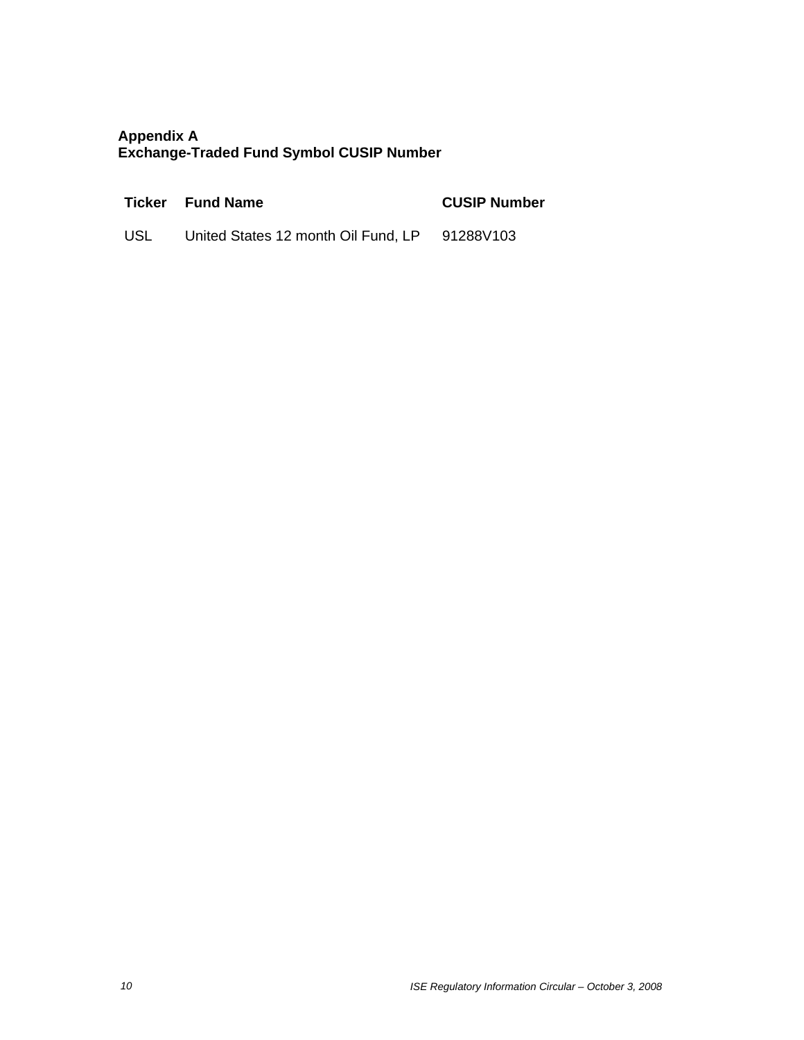**Appendix A**
**Exchange-Traded Fund Symbol CUSIP Number**

| Ticker | Fund Name | CUSIP Number |
|---|---|---|
| USL | United States 12 month Oil Fund, LP | 91288V103 |